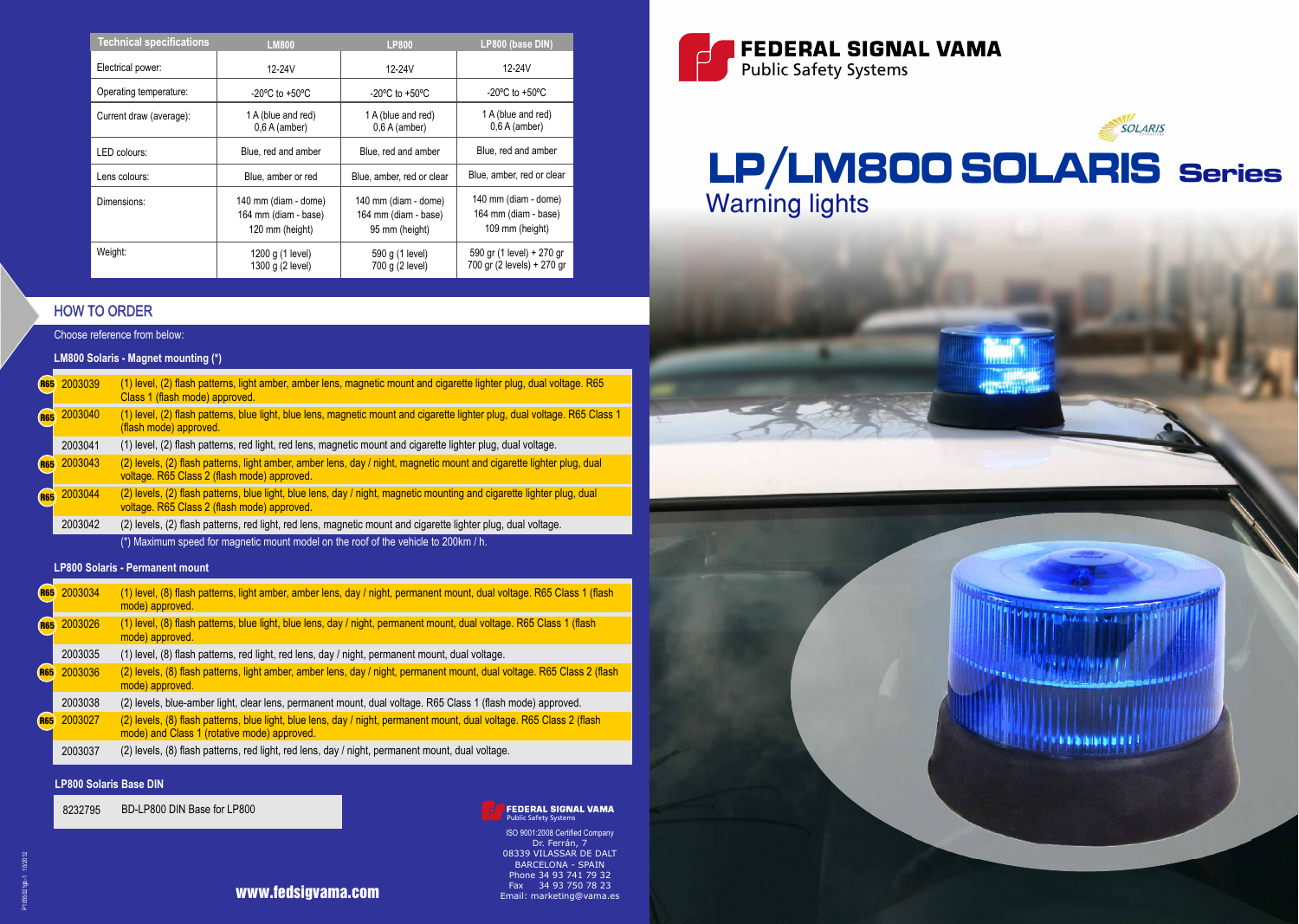# FEDERAL SIGNAL VAMA
Public Safety Systems

SOLARIS

# LP/LM800 SOLARIS Series
## Warning lights

| Technical specifications | LM800 | LP800 | LP800 (base DIN) |
|---|---|---|---|
| Electrical power: | 12-24V | 12-24V | 12-24V |
| Operating temperature: | -20ºC to +50ºC | -20ºC to +50ºC | -20ºC to +50ºC |
| Current draw (average): | 1 A (blue and red) 0,6 A (amber) | 1 A (blue and red) 0,6 A (amber) | 1 A (blue and red) 0,6 A (amber) |
| LED colours: | Blue, red and amber | Blue, red and amber | Blue, red and amber |
| Lens colours: | Blue, amber or red | Blue, amber, red or clear | Blue, amber, red or clear |
| Dimensions: | 140 mm (diam - dome) 164 mm (diam - base) 120 mm (height) | 140 mm (diam - dome) 164 mm (diam - base) 95 mm (height) | 140 mm (diam - dome) 164 mm (diam - base) 109 mm (height) |
| Weight: | 1200 g (1 level) 1300 g (2 level) | 590 g (1 level) 700 g (2 level) | 590 gr (1 level) + 270 gr 700 gr (2 levels) + 270 gr |

## HOW TO ORDER

Choose reference from below:

### LM800 Solaris - Magnet mounting (*)

| | Ref. | Description |
|---|---|---|
| R65 | 2003039 | (1) level, (2) flash patterns, light amber, amber lens, magnetic mount and cigarette lighter plug, dual voltage. R65 Class 1 (flash mode) approved. |
| R65 | 2003040 | (1) level, (2) flash patterns, blue light, blue lens, magnetic mount and cigarette lighter plug, dual voltage. R65 Class 1 (flash mode) approved. |
| | 2003041 | (1) level, (2) flash patterns, red light, red lens, magnetic mount and cigarette lighter plug, dual voltage. |
| R65 | 2003043 | (2) levels, (2) flash patterns, light amber, amber lens, day / night, magnetic mount and cigarette lighter plug, dual voltage. R65 Class 2 (flash mode) approved. |
| R65 | 2003044 | (2) levels, (2) flash patterns, blue light, blue lens, day / night, magnetic mounting and cigarette lighter plug, dual voltage. R65 Class 2 (flash mode) approved. |
| | 2003042 | (2) levels, (2) flash patterns, red light, red lens, magnetic mount and cigarette lighter plug, dual voltage. |

(*) Maximum speed for magnetic mount model on the roof of the vehicle to 200km / h.

### LP800 Solaris - Permanent mount

| | Ref. | Description |
|---|---|---|
| R65 | 2003034 | (1) level, (8) flash patterns, light amber, amber lens, day / night, permanent mount, dual voltage. R65 Class 1 (flash mode) approved. |
| R65 | 2003026 | (1) level, (8) flash patterns, blue light, blue lens, day / night, permanent mount, dual voltage. R65 Class 1 (flash mode) approved. |
| | 2003035 | (1) level, (8) flash patterns, red light, red lens, day / night, permanent mount, dual voltage. |
| R65 | 2003036 | (2) levels, (8) flash patterns, light amber, amber lens, day / night, permanent mount, dual voltage. R65 Class 2 (flash mode) approved. |
| | 2003038 | (2) levels, blue-amber light, clear lens, permanent mount, dual voltage. R65 Class 1 (flash mode) approved. |
| R65 | 2003027 | (2) levels, (8) flash patterns, blue light, blue lens, day / night, permanent mount, dual voltage. R65 Class 2 (flash mode) and Class 1 (rotative mode) approved. |
| | 2003037 | (2) levels, (8) flash patterns, red light, red lens, day / night, permanent mount, dual voltage. |

### LP800 Solaris Base DIN

| Ref. | Description |
|---|---|
| 8232795 | BD-LP800 DIN Base for LP800 |

www.fedsigvama.com

FEDERAL SIGNAL VAMA
Public Safety Systems

ISO 9001:2008 Certified Company
Dr. Ferrán, 7
08339 VILASSAR DE DALT
BARCELONA - SPAIN
Phone 34 93 741 79 32
Fax 34 93 750 78 23
Email: marketing@vama.es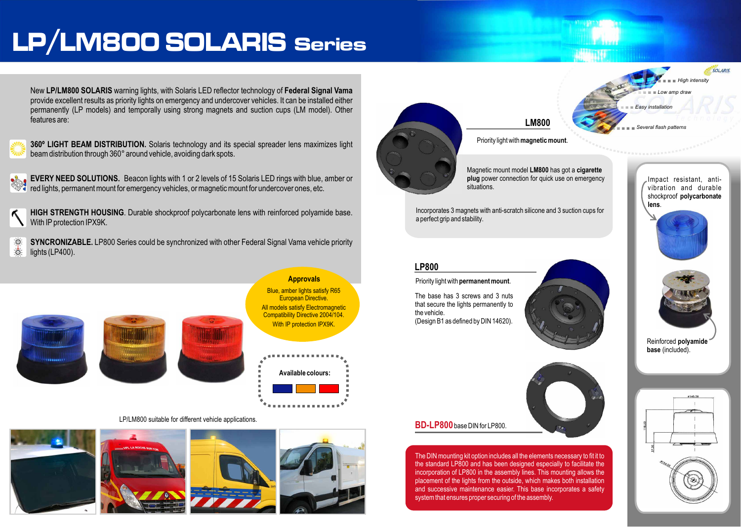# LP/LM800 SOLARIS Series

New **LP/LM800 SOLARIS** warning lights, with Solaris LED reflector technology of **Federal Signal Vama** provide excellent results as priority lights on emergency and undercover vehicles. It can be installed either permanently (LP models) and temporally using strong magnets and suction cups (LM model). Other features are:

**360º LIGHT BEAM DISTRIBUTION.** Solaris technology and its special spreader lens maximizes light beam distribution through 360° around vehicle, avoiding dark spots.

**EVERY NEED SOLUTIONS.** Beacon lights with 1 or 2 levels of 15 Solaris LED rings with blue, amber or red lights, permanent mount for emergency vehicles, or magnetic mount for undercover ones, etc.

**HIGH STRENGTH HOUSING**. Durable shockproof polycarbonate lens with reinforced polyamide base. With IP protection IPX9K.

**SYNCRONIZABLE.** LP800 Series could be synchronized with other Federal Signal Vama vehicle priority lights (LP400).

**Approvals**

Blue, amber lights satisfy R65 European Directive.
All models satisfy Electromagnetic Compatibility Directive 2004/104.
With IP protection IPX9K.

**Available colours:**

LP/LM800 suitable for different vehicle applications.

SOLARIS

- High intensity
- Low amp draw
- Easy installation
- Several flash patterns

## LM800

Priority light with **magnetic mount**.

Magnetic mount model **LM800** has got a **cigarette plug** power connection for quick use on emergency situations.

Incorporates 3 magnets with anti-scratch silicone and 3 suction cups for a perfect grip and stability.

## LP800

Priority light with **permanent mount**.

The base has 3 screws and 3 nuts that secure the lights permanently to the vehicle.
(Design B1 as defined by DIN 14620).

**BD-LP800** base DIN for LP800.

The DIN mounting kit option includes all the elements necessary to fit it to the standard LP800 and has been designed especially to facilitate the incorporation of LP800 in the assembly lines. This mounting allows the placement of the lights from the outside, which makes both installation and successive maintenance easier. This base incorporates a safety system that ensures proper securing of the assembly.

Impact resistant, anti-vibration and durable shockproof **polycarbonate lens**.

Reinforced **polyamide base** (included).

ø140.50
138.50
37.20
ø164.00